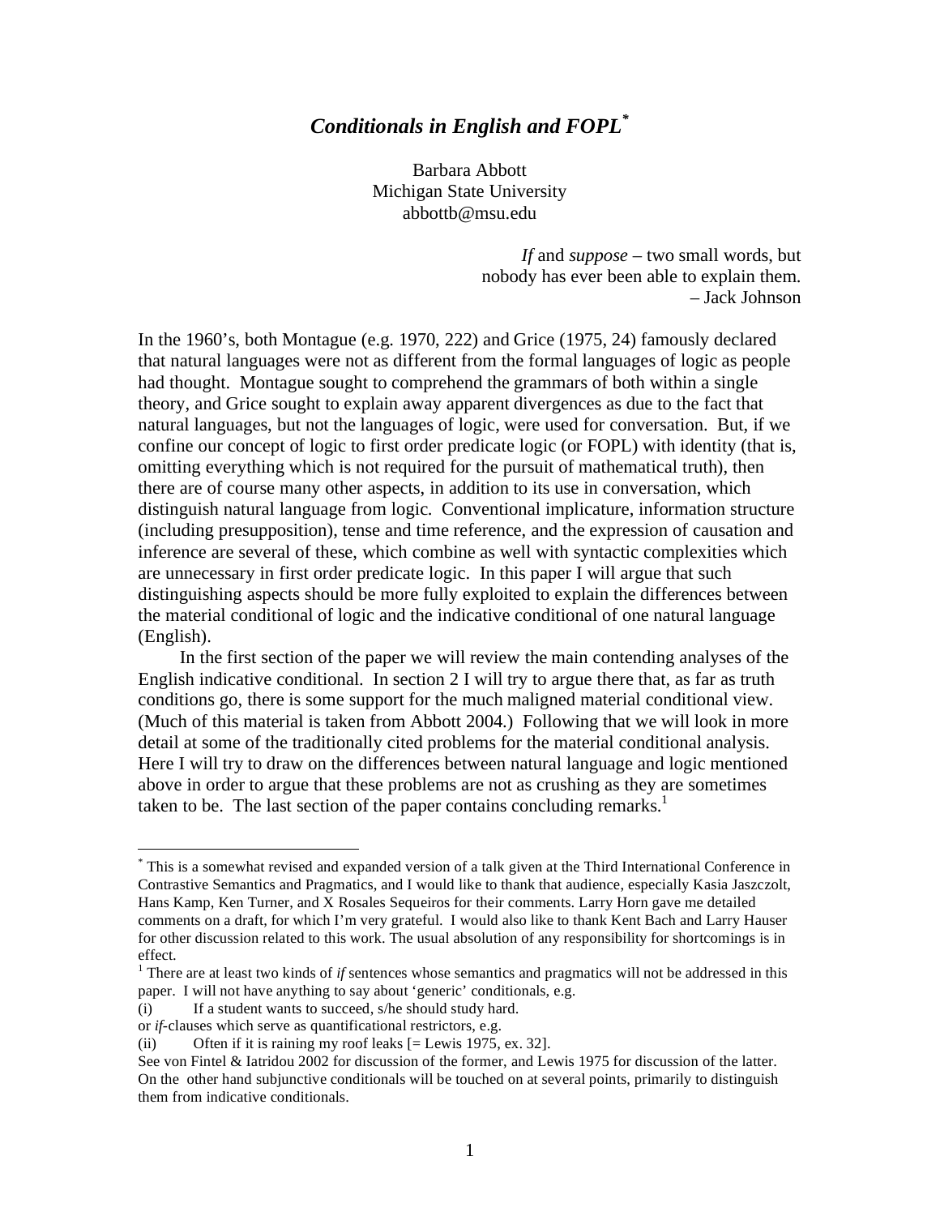# *Conditionals in English and FOPL*[*]

Barbara Abbott
Michigan State University
abbottb@msu.edu

> *If* and *suppose* – two small words, but
> nobody has ever been able to explain them.
> – Jack Johnson

In the 1960's, both Montague (e.g. 1970, 222) and Grice (1975, 24) famously declared that natural languages were not as different from the formal languages of logic as people had thought. Montague sought to comprehend the grammars of both within a single theory, and Grice sought to explain away apparent divergences as due to the fact that natural languages, but not the languages of logic, were used for conversation. But, if we confine our concept of logic to first order predicate logic (or FOPL) with identity (that is, omitting everything which is not required for the pursuit of mathematical truth), then there are of course many other aspects, in addition to its use in conversation, which distinguish natural language from logic. Conventional implicature, information structure (including presupposition), tense and time reference, and the expression of causation and inference are several of these, which combine as well with syntactic complexities which are unnecessary in first order predicate logic. In this paper I will argue that such distinguishing aspects should be more fully exploited to explain the differences between the material conditional of logic and the indicative conditional of one natural language (English).

In the first section of the paper we will review the main contending analyses of the English indicative conditional. In section 2 I will try to argue there that, as far as truth conditions go, there is some support for the much maligned material conditional view. (Much of this material is taken from Abbott 2004.) Following that we will look in more detail at some of the traditionally cited problems for the material conditional analysis. Here I will try to draw on the differences between natural language and logic mentioned above in order to argue that these problems are not as crushing as they are sometimes taken to be. The last section of the paper contains concluding remarks.[1]

---

[*] This is a somewhat revised and expanded version of a talk given at the Third International Conference in Contrastive Semantics and Pragmatics, and I would like to thank that audience, especially Kasia Jaszczolt, Hans Kamp, Ken Turner, and X Rosales Sequeiros for their comments. Larry Horn gave me detailed comments on a draft, for which I'm very grateful. I would also like to thank Kent Bach and Larry Hauser for other discussion related to this work. The usual absolution of any responsibility for shortcomings is in effect.

[1] There are at least two kinds of *if* sentences whose semantics and pragmatics will not be addressed in this paper. I will not have anything to say about 'generic' conditionals, e.g.

(i) If a student wants to succeed, s/he should study hard.

or *if*-clauses which serve as quantificational restrictors, e.g.

(ii) Often if it is raining my roof leaks [= Lewis 1975, ex. 32].

See von Fintel & Iatridou 2002 for discussion of the former, and Lewis 1975 for discussion of the latter. On the other hand subjunctive conditionals will be touched on at several points, primarily to distinguish them from indicative conditionals.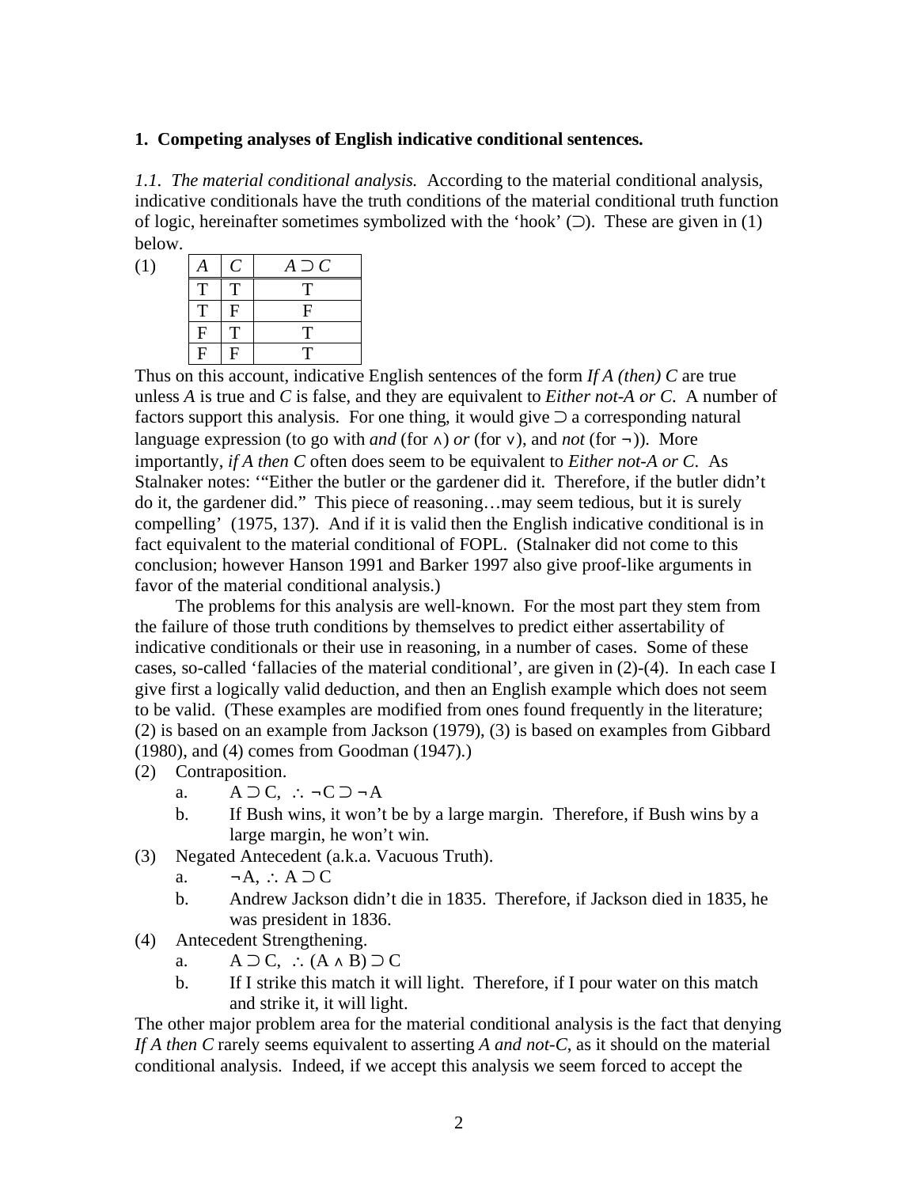**1. Competing analyses of English indicative conditional sentences.**

*1.1. The material conditional analysis.* According to the material conditional analysis, indicative conditionals have the truth conditions of the material conditional truth function of logic, hereinafter sometimes symbolized with the 'hook' (⊃). These are given in (1) below.

(1)

| *A* | *C* | *A* ⊃ *C* |
|---|---|---|
| T | T | T |
| T | F | F |
| F | T | T |
| F | F | T |

Thus on this account, indicative English sentences of the form *If A (then) C* are true unless *A* is true and *C* is false, and they are equivalent to *Either not-A or C*. A number of factors support this analysis. For one thing, it would give ⊃ a corresponding natural language expression (to go with *and* (for ∧) *or* (for ∨), and *not* (for ¬)). More importantly, *if A then C* often does seem to be equivalent to *Either not-A or C*. As Stalnaker notes: '"Either the butler or the gardener did it. Therefore, if the butler didn't do it, the gardener did." This piece of reasoning…may seem tedious, but it is surely compelling' (1975, 137). And if it is valid then the English indicative conditional is in fact equivalent to the material conditional of FOPL. (Stalnaker did not come to this conclusion; however Hanson 1991 and Barker 1997 also give proof-like arguments in favor of the material conditional analysis.)

The problems for this analysis are well-known. For the most part they stem from the failure of those truth conditions by themselves to predict either assertability of indicative conditionals or their use in reasoning, in a number of cases. Some of these cases, so-called 'fallacies of the material conditional', are given in (2)-(4). In each case I give first a logically valid deduction, and then an English example which does not seem to be valid. (These examples are modified from ones found frequently in the literature; (2) is based on an example from Jackson (1979), (3) is based on examples from Gibbard (1980), and (4) comes from Goodman (1947).)

(2) Contraposition.
- a. A ⊃ C, ∴ ¬C ⊃ ¬A
- b. If Bush wins, it won't be by a large margin. Therefore, if Bush wins by a large margin, he won't win.

(3) Negated Antecedent (a.k.a. Vacuous Truth).
- a. ¬A, ∴ A ⊃ C
- b. Andrew Jackson didn't die in 1835. Therefore, if Jackson died in 1835, he was president in 1836.

(4) Antecedent Strengthening.
- a. A ⊃ C, ∴ (A ∧ B) ⊃ C
- b. If I strike this match it will light. Therefore, if I pour water on this match and strike it, it will light.

The other major problem area for the material conditional analysis is the fact that denying *If A then C* rarely seems equivalent to asserting *A and not-C*, as it should on the material conditional analysis. Indeed, if we accept this analysis we seem forced to accept the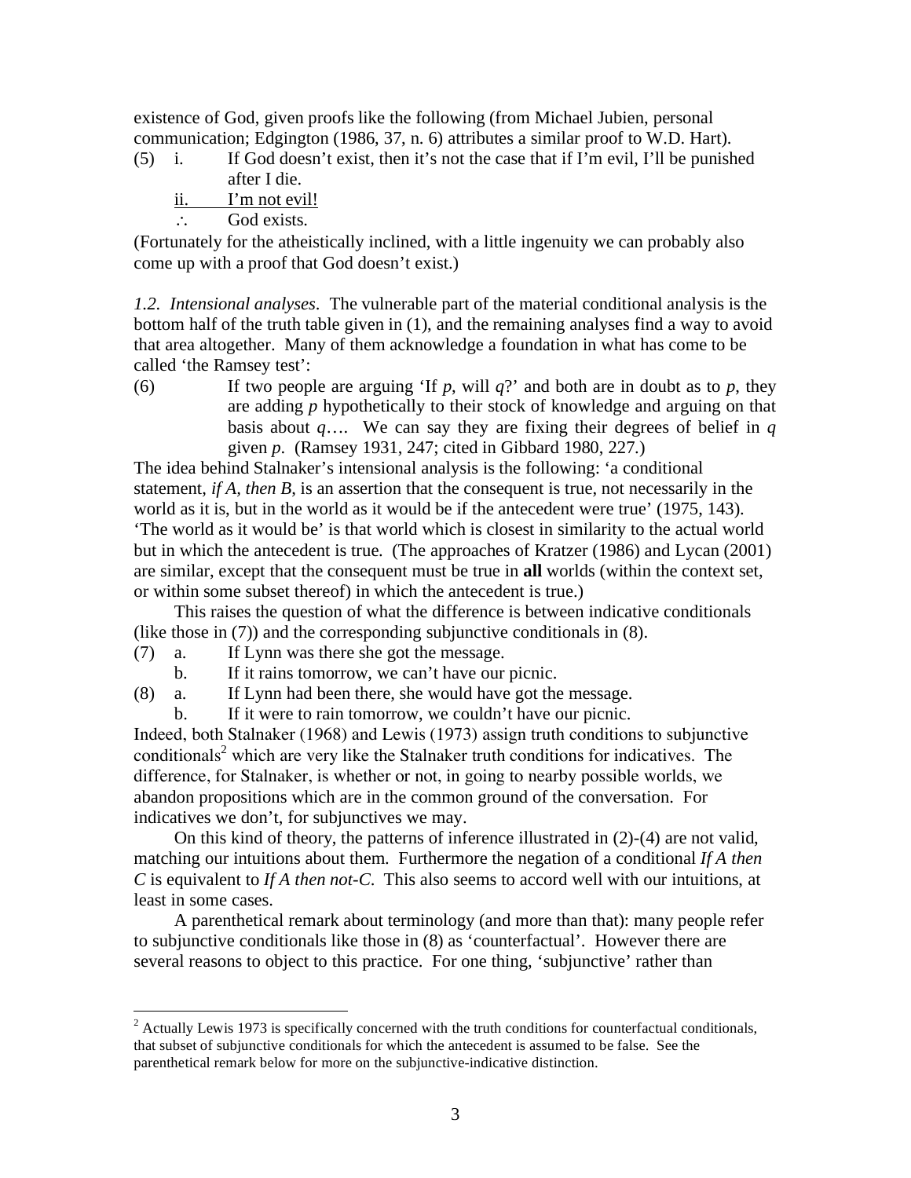existence of God, given proofs like the following (from Michael Jubien, personal communication; Edgington (1986, 37, n. 6) attributes a similar proof to W.D. Hart).

(5) i. If God doesn't exist, then it's not the case that if I'm evil, I'll be punished after I die.
    ii. I'm not evil!
    ∴ God exists.

(Fortunately for the atheistically inclined, with a little ingenuity we can probably also come up with a proof that God doesn't exist.)

*1.2. Intensional analyses.* The vulnerable part of the material conditional analysis is the bottom half of the truth table given in (1), and the remaining analyses find a way to avoid that area altogether. Many of them acknowledge a foundation in what has come to be called 'the Ramsey test':

(6) If two people are arguing 'If *p*, will *q*?' and both are in doubt as to *p*, they are adding *p* hypothetically to their stock of knowledge and arguing on that basis about *q*…. We can say they are fixing their degrees of belief in *q* given *p*. (Ramsey 1931, 247; cited in Gibbard 1980, 227.)

The idea behind Stalnaker's intensional analysis is the following: 'a conditional statement, *if A, then B*, is an assertion that the consequent is true, not necessarily in the world as it is, but in the world as it would be if the antecedent were true' (1975, 143). 'The world as it would be' is that world which is closest in similarity to the actual world but in which the antecedent is true. (The approaches of Kratzer (1986) and Lycan (2001) are similar, except that the consequent must be true in **all** worlds (within the context set, or within some subset thereof) in which the antecedent is true.)

This raises the question of what the difference is between indicative conditionals (like those in (7)) and the corresponding subjunctive conditionals in (8).

(7) a. If Lynn was there she got the message.
    b. If it rains tomorrow, we can't have our picnic.

(8) a. If Lynn had been there, she would have got the message.
    b. If it were to rain tomorrow, we couldn't have our picnic.

Indeed, both Stalnaker (1968) and Lewis (1973) assign truth conditions to subjunctive conditionals[2] which are very like the Stalnaker truth conditions for indicatives. The difference, for Stalnaker, is whether or not, in going to nearby possible worlds, we abandon propositions which are in the common ground of the conversation. For indicatives we don't, for subjunctives we may.

On this kind of theory, the patterns of inference illustrated in (2)-(4) are not valid, matching our intuitions about them. Furthermore the negation of a conditional *If A then C* is equivalent to *If A then not-C*. This also seems to accord well with our intuitions, at least in some cases.

A parenthetical remark about terminology (and more than that): many people refer to subjunctive conditionals like those in (8) as 'counterfactual'. However there are several reasons to object to this practice. For one thing, 'subjunctive' rather than

---

[2] Actually Lewis 1973 is specifically concerned with the truth conditions for counterfactual conditionals, that subset of subjunctive conditionals for which the antecedent is assumed to be false. See the parenthetical remark below for more on the subjunctive-indicative distinction.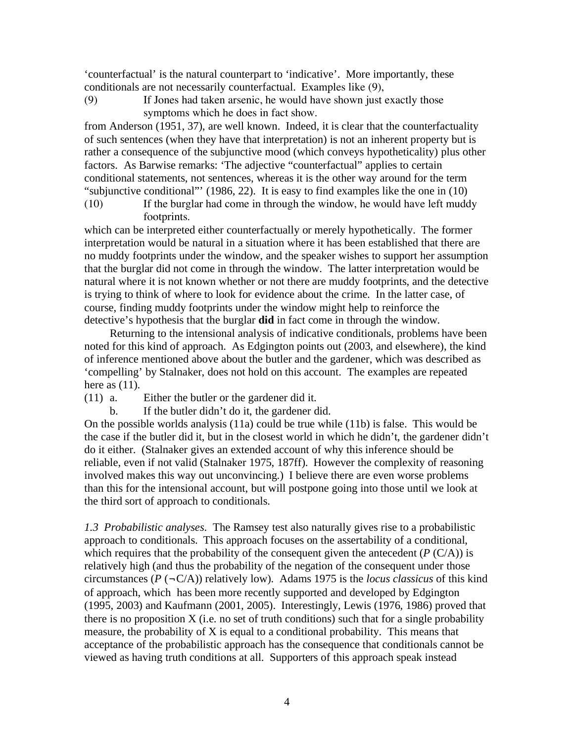'counterfactual' is the natural counterpart to 'indicative'. More importantly, these conditionals are not necessarily counterfactual. Examples like (9),

(9) If Jones had taken arsenic, he would have shown just exactly those symptoms which he does in fact show.

from Anderson (1951, 37), are well known. Indeed, it is clear that the counterfactuality of such sentences (when they have that interpretation) is not an inherent property but is rather a consequence of the subjunctive mood (which conveys hypotheticality) plus other factors. As Barwise remarks: 'The adjective "counterfactual" applies to certain conditional statements, not sentences, whereas it is the other way around for the term "subjunctive conditional"' (1986, 22). It is easy to find examples like the one in (10)

(10) If the burglar had come in through the window, he would have left muddy footprints.

which can be interpreted either counterfactually or merely hypothetically. The former interpretation would be natural in a situation where it has been established that there are no muddy footprints under the window, and the speaker wishes to support her assumption that the burglar did not come in through the window. The latter interpretation would be natural where it is not known whether or not there are muddy footprints, and the detective is trying to think of where to look for evidence about the crime. In the latter case, of course, finding muddy footprints under the window might help to reinforce the detective's hypothesis that the burglar **did** in fact come in through the window.

Returning to the intensional analysis of indicative conditionals, problems have been noted for this kind of approach. As Edgington points out (2003, and elsewhere), the kind of inference mentioned above about the butler and the gardener, which was described as 'compelling' by Stalnaker, does not hold on this account. The examples are repeated here as (11).

(11) a. Either the butler or the gardener did it.

b. If the butler didn't do it, the gardener did.

On the possible worlds analysis (11a) could be true while (11b) is false. This would be the case if the butler did it, but in the closest world in which he didn't, the gardener didn't do it either. (Stalnaker gives an extended account of why this inference should be reliable, even if not valid (Stalnaker 1975, 187ff). However the complexity of reasoning involved makes this way out unconvincing.) I believe there are even worse problems than this for the intensional account, but will postpone going into those until we look at the third sort of approach to conditionals.

*1.3 Probabilistic analyses.* The Ramsey test also naturally gives rise to a probabilistic approach to conditionals. This approach focuses on the assertability of a conditional, which requires that the probability of the consequent given the antecedent ($P$ (C/A)) is relatively high (and thus the probability of the negation of the consequent under those circumstances ($P$ (¬C/A)) relatively low). Adams 1975 is the *locus classicus* of this kind of approach, which has been more recently supported and developed by Edgington (1995, 2003) and Kaufmann (2001, 2005). Interestingly, Lewis (1976, 1986) proved that there is no proposition X (i.e. no set of truth conditions) such that for a single probability measure, the probability of X is equal to a conditional probability. This means that acceptance of the probabilistic approach has the consequence that conditionals cannot be viewed as having truth conditions at all. Supporters of this approach speak instead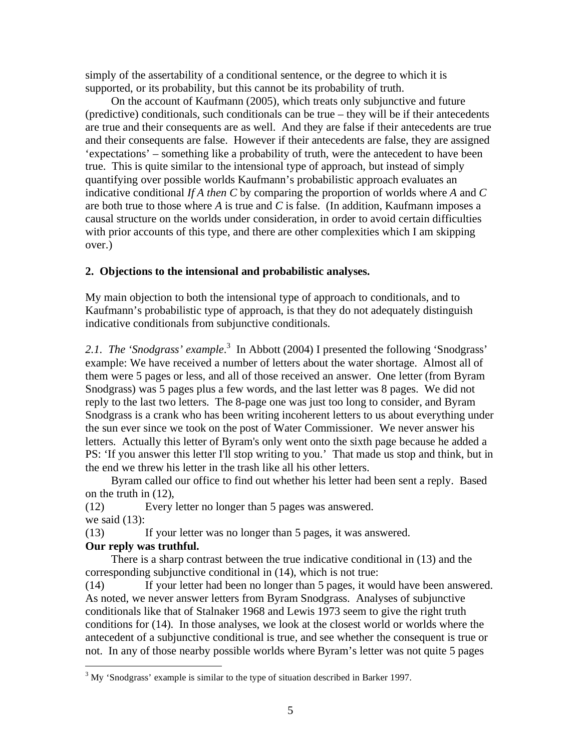simply of the assertability of a conditional sentence, or the degree to which it is supported, or its probability, but this cannot be its probability of truth.

On the account of Kaufmann (2005), which treats only subjunctive and future (predictive) conditionals, such conditionals can be true – they will be if their antecedents are true and their consequents are as well. And they are false if their antecedents are true and their consequents are false. However if their antecedents are false, they are assigned 'expectations' – something like a probability of truth, were the antecedent to have been true. This is quite similar to the intensional type of approach, but instead of simply quantifying over possible worlds Kaufmann's probabilistic approach evaluates an indicative conditional *If A then C* by comparing the proportion of worlds where *A* and *C* are both true to those where *A* is true and *C* is false. (In addition, Kaufmann imposes a causal structure on the worlds under consideration, in order to avoid certain difficulties with prior accounts of this type, and there are other complexities which I am skipping over.)

## 2. Objections to the intensional and probabilistic analyses.

My main objection to both the intensional type of approach to conditionals, and to Kaufmann's probabilistic type of approach, is that they do not adequately distinguish indicative conditionals from subjunctive conditionals.

*2.1. The 'Snodgrass' example*.[3] In Abbott (2004) I presented the following 'Snodgrass' example: We have received a number of letters about the water shortage. Almost all of them were 5 pages or less, and all of those received an answer. One letter (from Byram Snodgrass) was 5 pages plus a few words, and the last letter was 8 pages. We did not reply to the last two letters. The 8-page one was just too long to consider, and Byram Snodgrass is a crank who has been writing incoherent letters to us about everything under the sun ever since we took on the post of Water Commissioner. We never answer his letters. Actually this letter of Byram's only went onto the sixth page because he added a PS: 'If you answer this letter I'll stop writing to you.' That made us stop and think, but in the end we threw his letter in the trash like all his other letters.

Byram called our office to find out whether his letter had been sent a reply. Based on the truth in (12),

(12) Every letter no longer than 5 pages was answered.

we said (13):

(13) If your letter was no longer than 5 pages, it was answered.

**Our reply was truthful.**

There is a sharp contrast between the true indicative conditional in (13) and the corresponding subjunctive conditional in (14), which is not true:

(14) If your letter had been no longer than 5 pages, it would have been answered.

As noted, we never answer letters from Byram Snodgrass. Analyses of subjunctive conditionals like that of Stalnaker 1968 and Lewis 1973 seem to give the right truth conditions for (14). In those analyses, we look at the closest world or worlds where the antecedent of a subjunctive conditional is true, and see whether the consequent is true or not. In any of those nearby possible worlds where Byram's letter was not quite 5 pages

[3] My 'Snodgrass' example is similar to the type of situation described in Barker 1997.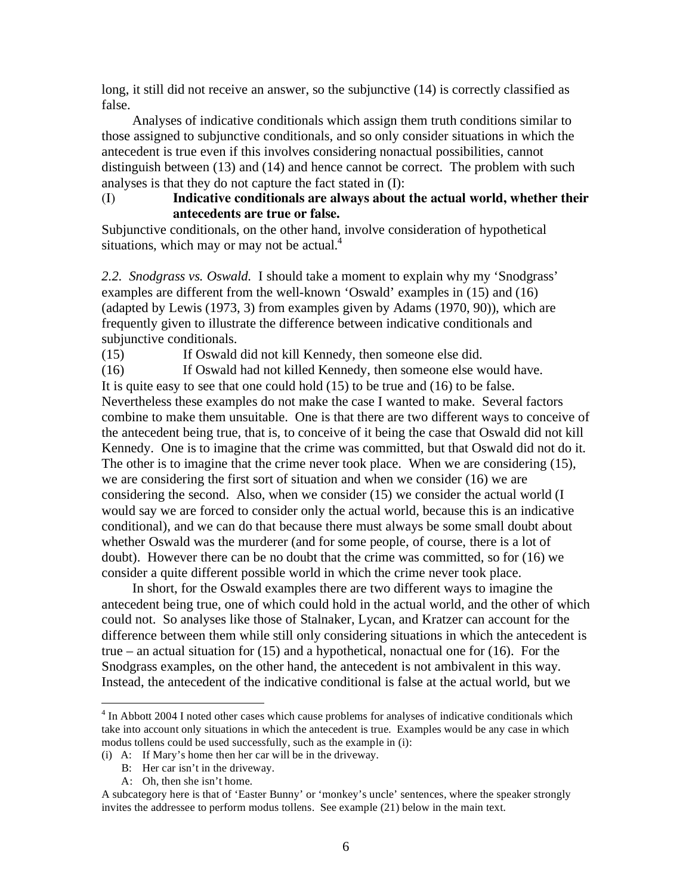long, it still did not receive an answer, so the subjunctive (14) is correctly classified as false.

Analyses of indicative conditionals which assign them truth conditions similar to those assigned to subjunctive conditionals, and so only consider situations in which the antecedent is true even if this involves considering nonactual possibilities, cannot distinguish between (13) and (14) and hence cannot be correct. The problem with such analyses is that they do not capture the fact stated in (I):

(I) **Indicative conditionals are always about the actual world, whether their antecedents are true or false.**

Subjunctive conditionals, on the other hand, involve consideration of hypothetical situations, which may or may not be actual.[4]

*2.2. Snodgrass vs. Oswald.* I should take a moment to explain why my 'Snodgrass' examples are different from the well-known 'Oswald' examples in (15) and (16) (adapted by Lewis (1973, 3) from examples given by Adams (1970, 90)), which are frequently given to illustrate the difference between indicative conditionals and subjunctive conditionals.

(15) If Oswald did not kill Kennedy, then someone else did.

(16) If Oswald had not killed Kennedy, then someone else would have.

It is quite easy to see that one could hold (15) to be true and (16) to be false. Nevertheless these examples do not make the case I wanted to make. Several factors combine to make them unsuitable. One is that there are two different ways to conceive of the antecedent being true, that is, to conceive of it being the case that Oswald did not kill Kennedy. One is to imagine that the crime was committed, but that Oswald did not do it. The other is to imagine that the crime never took place. When we are considering (15), we are considering the first sort of situation and when we consider (16) we are considering the second. Also, when we consider (15) we consider the actual world (I would say we are forced to consider only the actual world, because this is an indicative conditional), and we can do that because there must always be some small doubt about whether Oswald was the murderer (and for some people, of course, there is a lot of doubt). However there can be no doubt that the crime was committed, so for (16) we consider a quite different possible world in which the crime never took place.

In short, for the Oswald examples there are two different ways to imagine the antecedent being true, one of which could hold in the actual world, and the other of which could not. So analyses like those of Stalnaker, Lycan, and Kratzer can account for the difference between them while still only considering situations in which the antecedent is true – an actual situation for (15) and a hypothetical, nonactual one for (16). For the Snodgrass examples, on the other hand, the antecedent is not ambivalent in this way. Instead, the antecedent of the indicative conditional is false at the actual world, but we

---

[4] In Abbott 2004 I noted other cases which cause problems for analyses of indicative conditionals which take into account only situations in which the antecedent is true. Examples would be any case in which modus tollens could be used successfully, such as the example in (i):

(i) A: If Mary's home then her car will be in the driveway.
 B: Her car isn't in the driveway.
 A: Oh, then she isn't home.

A subcategory here is that of 'Easter Bunny' or 'monkey's uncle' sentences, where the speaker strongly invites the addressee to perform modus tollens. See example (21) below in the main text.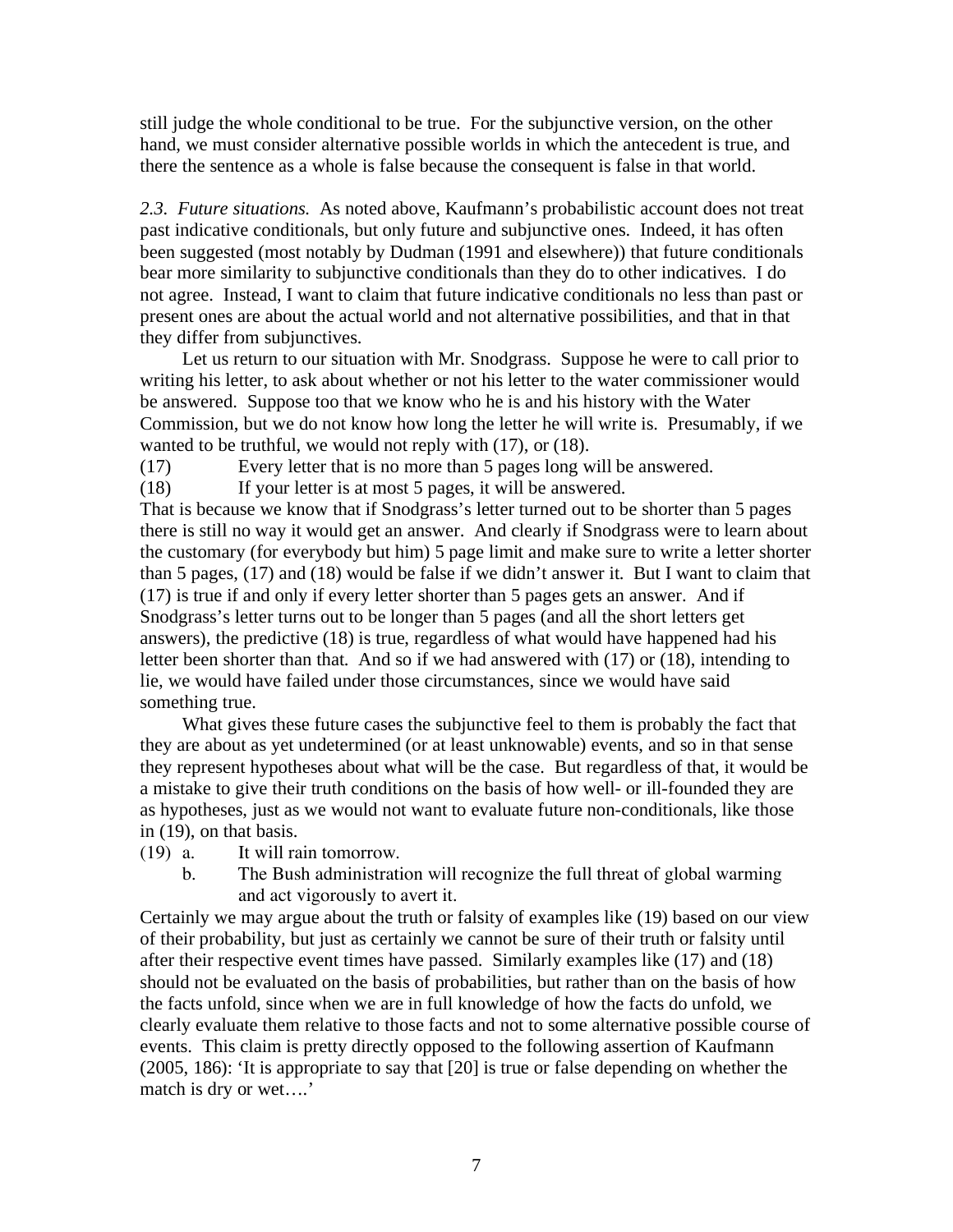still judge the whole conditional to be true. For the subjunctive version, on the other hand, we must consider alternative possible worlds in which the antecedent is true, and there the sentence as a whole is false because the consequent is false in that world.

*2.3. Future situations.* As noted above, Kaufmann's probabilistic account does not treat past indicative conditionals, but only future and subjunctive ones. Indeed, it has often been suggested (most notably by Dudman (1991 and elsewhere)) that future conditionals bear more similarity to subjunctive conditionals than they do to other indicatives. I do not agree. Instead, I want to claim that future indicative conditionals no less than past or present ones are about the actual world and not alternative possibilities, and that in that they differ from subjunctives.

Let us return to our situation with Mr. Snodgrass. Suppose he were to call prior to writing his letter, to ask about whether or not his letter to the water commissioner would be answered. Suppose too that we know who he is and his history with the Water Commission, but we do not know how long the letter he will write is. Presumably, if we wanted to be truthful, we would not reply with (17), or (18).

(17) Every letter that is no more than 5 pages long will be answered.

(18) If your letter is at most 5 pages, it will be answered.

That is because we know that if Snodgrass's letter turned out to be shorter than 5 pages there is still no way it would get an answer. And clearly if Snodgrass were to learn about the customary (for everybody but him) 5 page limit and make sure to write a letter shorter than 5 pages, (17) and (18) would be false if we didn't answer it. But I want to claim that (17) is true if and only if every letter shorter than 5 pages gets an answer. And if Snodgrass's letter turns out to be longer than 5 pages (and all the short letters get answers), the predictive (18) is true, regardless of what would have happened had his letter been shorter than that. And so if we had answered with (17) or (18), intending to lie, we would have failed under those circumstances, since we would have said something true.

What gives these future cases the subjunctive feel to them is probably the fact that they are about as yet undetermined (or at least unknowable) events, and so in that sense they represent hypotheses about what will be the case. But regardless of that, it would be a mistake to give their truth conditions on the basis of how well- or ill-founded they are as hypotheses, just as we would not want to evaluate future non-conditionals, like those in (19), on that basis.

(19) a. It will rain tomorrow.

b. The Bush administration will recognize the full threat of global warming and act vigorously to avert it.

Certainly we may argue about the truth or falsity of examples like (19) based on our view of their probability, but just as certainly we cannot be sure of their truth or falsity until after their respective event times have passed. Similarly examples like (17) and (18) should not be evaluated on the basis of probabilities, but rather than on the basis of how the facts unfold, since when we are in full knowledge of how the facts do unfold, we clearly evaluate them relative to those facts and not to some alternative possible course of events. This claim is pretty directly opposed to the following assertion of Kaufmann (2005, 186): 'It is appropriate to say that [20] is true or false depending on whether the match is dry or wet….'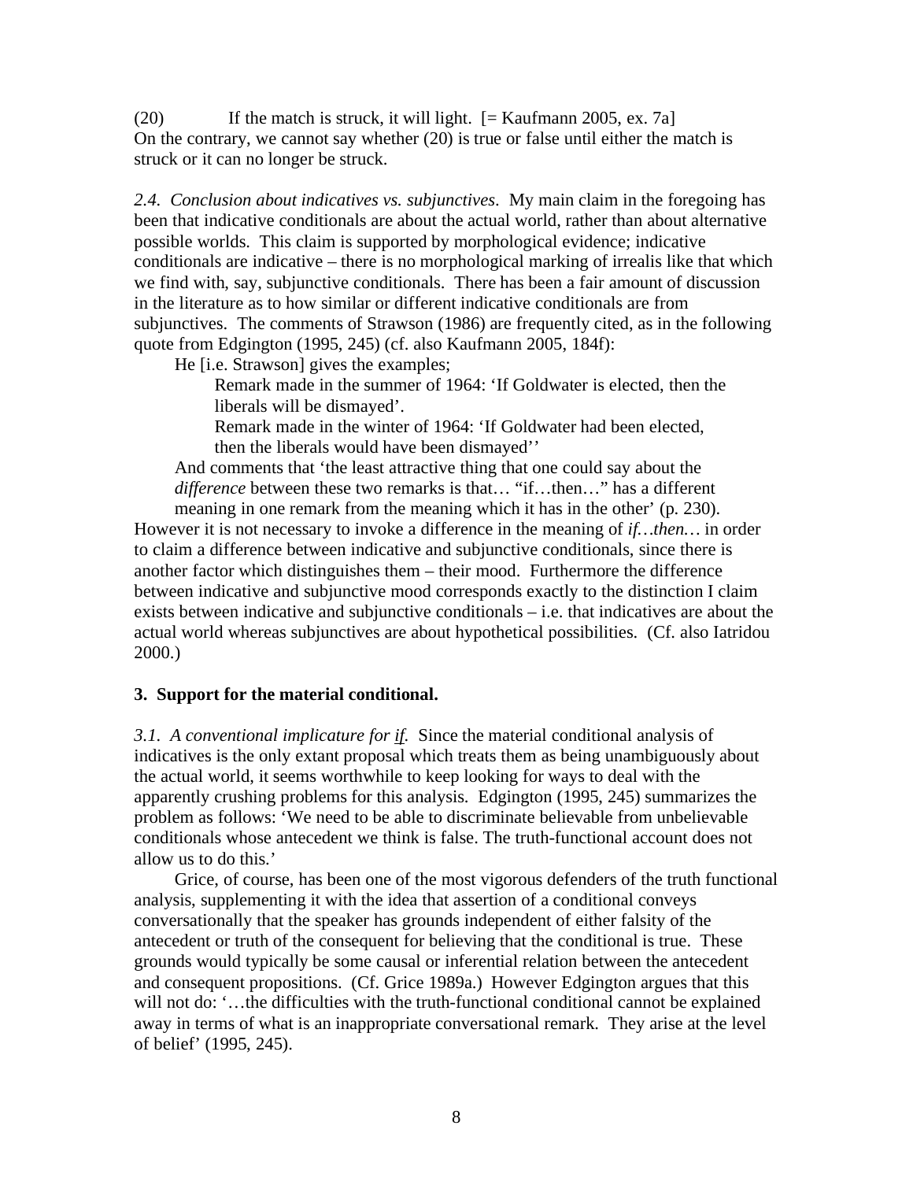(20) If the match is struck, it will light. [= Kaufmann 2005, ex. 7a]

On the contrary, we cannot say whether (20) is true or false until either the match is struck or it can no longer be struck.

*2.4. Conclusion about indicatives vs. subjunctives*. My main claim in the foregoing has been that indicative conditionals are about the actual world, rather than about alternative possible worlds. This claim is supported by morphological evidence; indicative conditionals are indicative – there is no morphological marking of irrealis like that which we find with, say, subjunctive conditionals. There has been a fair amount of discussion in the literature as to how similar or different indicative conditionals are from subjunctives. The comments of Strawson (1986) are frequently cited, as in the following quote from Edgington (1995, 245) (cf. also Kaufmann 2005, 184f):

> He [i.e. Strawson] gives the examples;
>
> > Remark made in the summer of 1964: 'If Goldwater is elected, then the liberals will be dismayed'.
> >
> > Remark made in the winter of 1964: 'If Goldwater had been elected, then the liberals would have been dismayed''
>
> And comments that 'the least attractive thing that one could say about the *difference* between these two remarks is that… "if…then…" has a different meaning in one remark from the meaning which it has in the other' (p. 230).

However it is not necessary to invoke a difference in the meaning of *if…then…* in order to claim a difference between indicative and subjunctive conditionals, since there is another factor which distinguishes them – their mood. Furthermore the difference between indicative and subjunctive mood corresponds exactly to the distinction I claim exists between indicative and subjunctive conditionals – i.e. that indicatives are about the actual world whereas subjunctives are about hypothetical possibilities. (Cf. also Iatridou 2000.)

## 3. Support for the material conditional.

*3.1. A conventional implicature for if.* Since the material conditional analysis of indicatives is the only extant proposal which treats them as being unambiguously about the actual world, it seems worthwhile to keep looking for ways to deal with the apparently crushing problems for this analysis. Edgington (1995, 245) summarizes the problem as follows: 'We need to be able to discriminate believable from unbelievable conditionals whose antecedent we think is false. The truth-functional account does not allow us to do this.'

Grice, of course, has been one of the most vigorous defenders of the truth functional analysis, supplementing it with the idea that assertion of a conditional conveys conversationally that the speaker has grounds independent of either falsity of the antecedent or truth of the consequent for believing that the conditional is true. These grounds would typically be some causal or inferential relation between the antecedent and consequent propositions. (Cf. Grice 1989a.) However Edgington argues that this will not do: '…the difficulties with the truth-functional conditional cannot be explained away in terms of what is an inappropriate conversational remark. They arise at the level of belief' (1995, 245).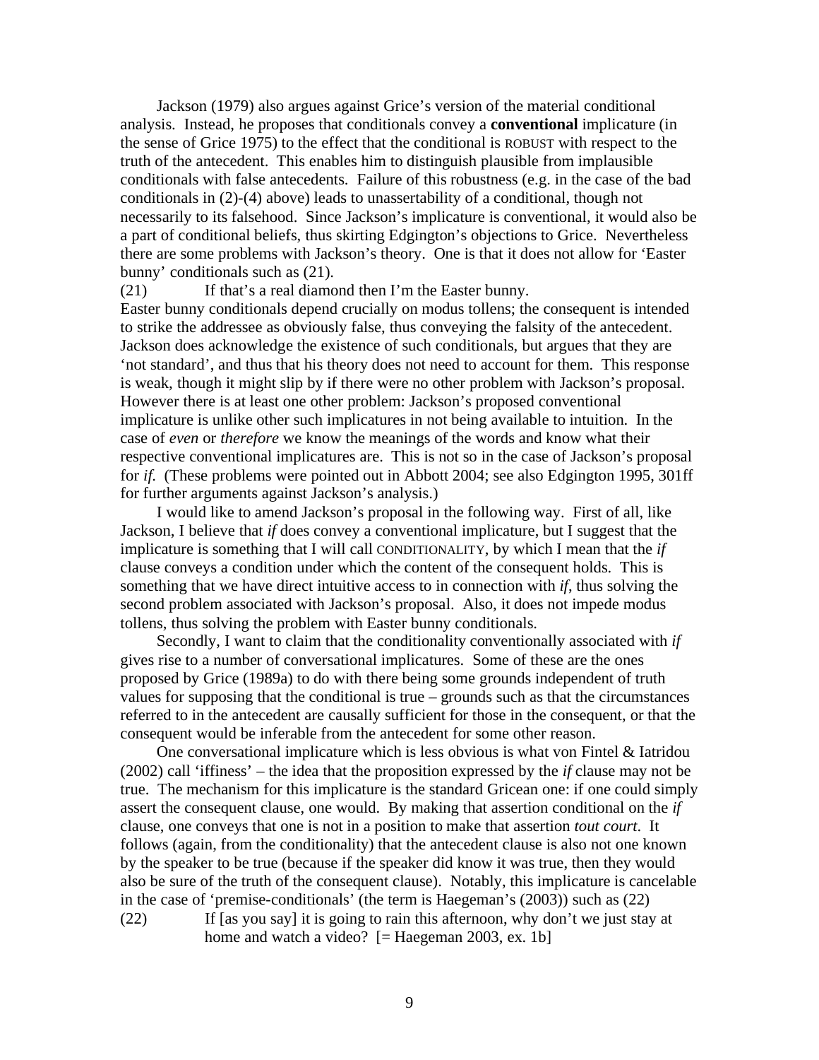Jackson (1979) also argues against Grice's version of the material conditional analysis. Instead, he proposes that conditionals convey a **conventional** implicature (in the sense of Grice 1975) to the effect that the conditional is ROBUST with respect to the truth of the antecedent. This enables him to distinguish plausible from implausible conditionals with false antecedents. Failure of this robustness (e.g. in the case of the bad conditionals in (2)-(4) above) leads to unassertability of a conditional, though not necessarily to its falsehood. Since Jackson's implicature is conventional, it would also be a part of conditional beliefs, thus skirting Edgington's objections to Grice. Nevertheless there are some problems with Jackson's theory. One is that it does not allow for 'Easter bunny' conditionals such as (21).

(21) If that's a real diamond then I'm the Easter bunny.

Easter bunny conditionals depend crucially on modus tollens; the consequent is intended to strike the addressee as obviously false, thus conveying the falsity of the antecedent. Jackson does acknowledge the existence of such conditionals, but argues that they are 'not standard', and thus that his theory does not need to account for them. This response is weak, though it might slip by if there were no other problem with Jackson's proposal. However there is at least one other problem: Jackson's proposed conventional implicature is unlike other such implicatures in not being available to intuition. In the case of *even* or *therefore* we know the meanings of the words and know what their respective conventional implicatures are. This is not so in the case of Jackson's proposal for *if*. (These problems were pointed out in Abbott 2004; see also Edgington 1995, 301ff for further arguments against Jackson's analysis.)

I would like to amend Jackson's proposal in the following way. First of all, like Jackson, I believe that *if* does convey a conventional implicature, but I suggest that the implicature is something that I will call CONDITIONALITY, by which I mean that the *if* clause conveys a condition under which the content of the consequent holds. This is something that we have direct intuitive access to in connection with *if*, thus solving the second problem associated with Jackson's proposal. Also, it does not impede modus tollens, thus solving the problem with Easter bunny conditionals.

Secondly, I want to claim that the conditionality conventionally associated with *if* gives rise to a number of conversational implicatures. Some of these are the ones proposed by Grice (1989a) to do with there being some grounds independent of truth values for supposing that the conditional is true – grounds such as that the circumstances referred to in the antecedent are causally sufficient for those in the consequent, or that the consequent would be inferable from the antecedent for some other reason.

One conversational implicature which is less obvious is what von Fintel & Iatridou (2002) call 'iffiness' – the idea that the proposition expressed by the *if* clause may not be true. The mechanism for this implicature is the standard Gricean one: if one could simply assert the consequent clause, one would. By making that assertion conditional on the *if* clause, one conveys that one is not in a position to make that assertion *tout court*. It follows (again, from the conditionality) that the antecedent clause is also not one known by the speaker to be true (because if the speaker did know it was true, then they would also be sure of the truth of the consequent clause). Notably, this implicature is cancelable in the case of 'premise-conditionals' (the term is Haegeman's (2003)) such as (22)

(22) If [as you say] it is going to rain this afternoon, why don't we just stay at home and watch a video? [= Haegeman 2003, ex. 1b]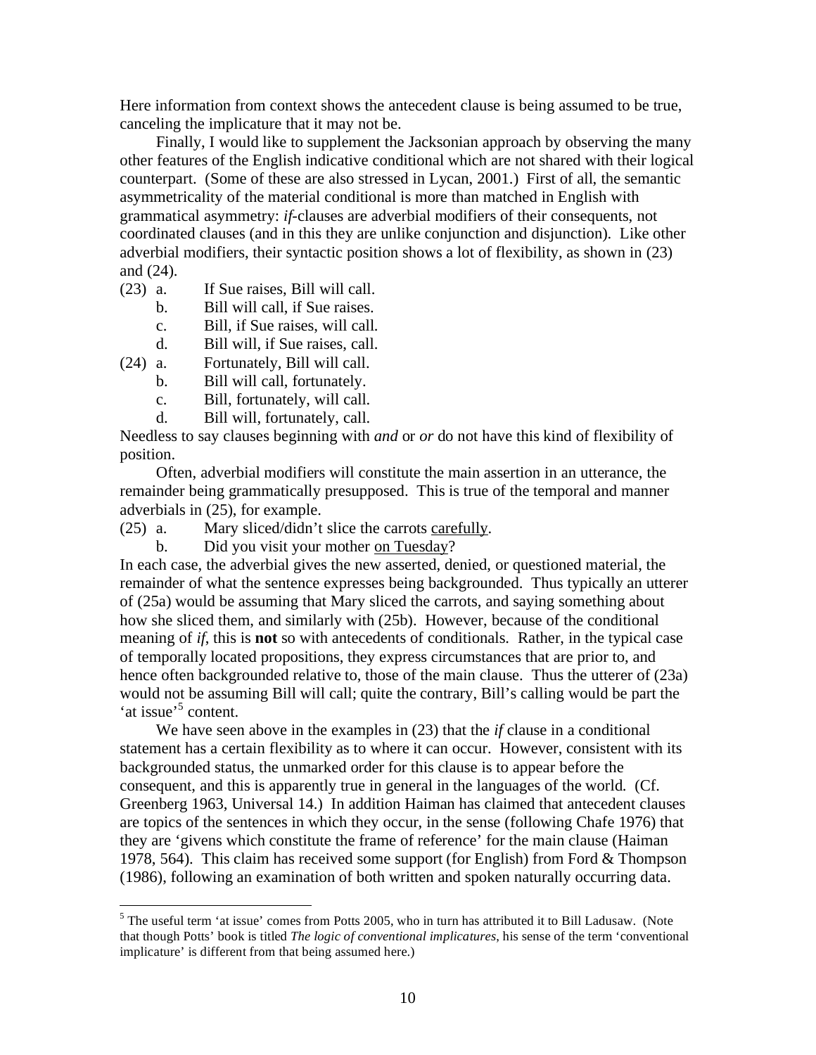Here information from context shows the antecedent clause is being assumed to be true, canceling the implicature that it may not be.

Finally, I would like to supplement the Jacksonian approach by observing the many other features of the English indicative conditional which are not shared with their logical counterpart. (Some of these are also stressed in Lycan, 2001.) First of all, the semantic asymmetricality of the material conditional is more than matched in English with grammatical asymmetry: *if*-clauses are adverbial modifiers of their consequents, not coordinated clauses (and in this they are unlike conjunction and disjunction). Like other adverbial modifiers, their syntactic position shows a lot of flexibility, as shown in (23) and (24).

(23) a. If Sue raises, Bill will call.
     b. Bill will call, if Sue raises.
     c. Bill, if Sue raises, will call.
     d. Bill will, if Sue raises, call.

(24) a. Fortunately, Bill will call.
     b. Bill will call, fortunately.
     c. Bill, fortunately, will call.
     d. Bill will, fortunately, call.

Needless to say clauses beginning with *and* or *or* do not have this kind of flexibility of position.

Often, adverbial modifiers will constitute the main assertion in an utterance, the remainder being grammatically presupposed. This is true of the temporal and manner adverbials in (25), for example.

(25) a. Mary sliced/didn't slice the carrots <u>carefully</u>.
     b. Did you visit your mother <u>on Tuesday</u>?

In each case, the adverbial gives the new asserted, denied, or questioned material, the remainder of what the sentence expresses being backgrounded. Thus typically an utterer of (25a) would be assuming that Mary sliced the carrots, and saying something about how she sliced them, and similarly with (25b). However, because of the conditional meaning of *if*, this is **not** so with antecedents of conditionals. Rather, in the typical case of temporally located propositions, they express circumstances that are prior to, and hence often backgrounded relative to, those of the main clause. Thus the utterer of (23a) would not be assuming Bill will call; quite the contrary, Bill's calling would be part the 'at issue'[5] content.

We have seen above in the examples in (23) that the *if* clause in a conditional statement has a certain flexibility as to where it can occur. However, consistent with its backgrounded status, the unmarked order for this clause is to appear before the consequent, and this is apparently true in general in the languages of the world. (Cf. Greenberg 1963, Universal 14.) In addition Haiman has claimed that antecedent clauses are topics of the sentences in which they occur, in the sense (following Chafe 1976) that they are 'givens which constitute the frame of reference' for the main clause (Haiman 1978, 564). This claim has received some support (for English) from Ford & Thompson (1986), following an examination of both written and spoken naturally occurring data.

[5] The useful term 'at issue' comes from Potts 2005, who in turn has attributed it to Bill Ladusaw. (Note that though Potts' book is titled *The logic of conventional implicatures*, his sense of the term 'conventional implicature' is different from that being assumed here.)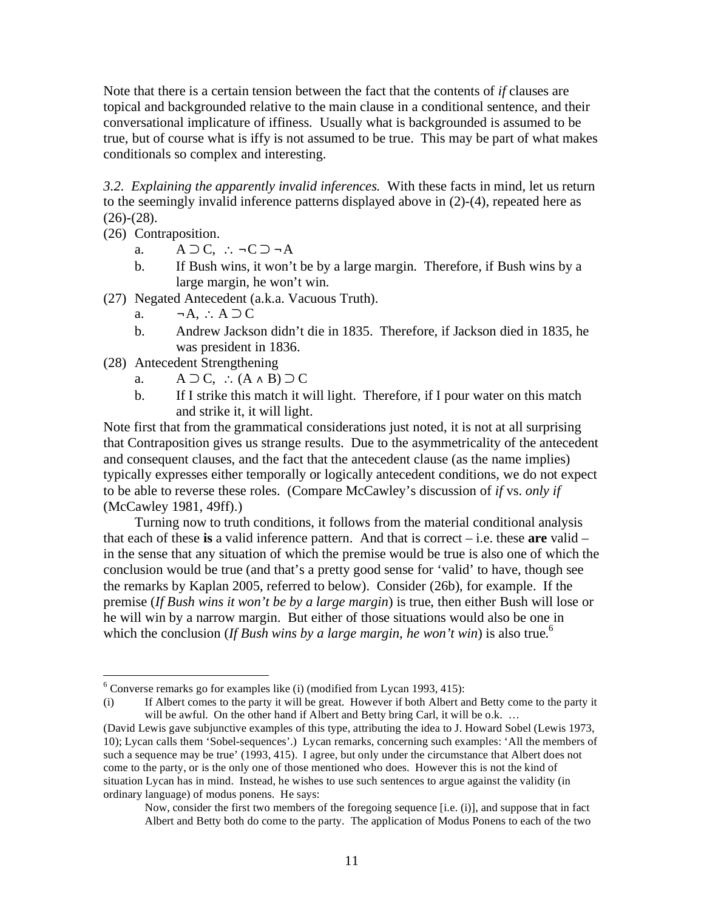Note that there is a certain tension between the fact that the contents of *if* clauses are topical and backgrounded relative to the main clause in a conditional sentence, and their conversational implicature of iffiness. Usually what is backgrounded is assumed to be true, but of course what is iffy is not assumed to be true. This may be part of what makes conditionals so complex and interesting.

*3.2. Explaining the apparently invalid inferences.* With these facts in mind, let us return to the seemingly invalid inference patterns displayed above in (2)-(4), repeated here as (26)-(28).

(26) Contraposition.

- a. $A \supset C, \therefore \neg C \supset \neg A$
- b. If Bush wins, it won't be by a large margin. Therefore, if Bush wins by a large margin, he won't win.

(27) Negated Antecedent (a.k.a. Vacuous Truth).

- a. $\neg A, \therefore A \supset C$
- b. Andrew Jackson didn't die in 1835. Therefore, if Jackson died in 1835, he was president in 1836.

(28) Antecedent Strengthening

- a. $A \supset C, \therefore (A \wedge B) \supset C$
- b. If I strike this match it will light. Therefore, if I pour water on this match and strike it, it will light.

Note first that from the grammatical considerations just noted, it is not at all surprising that Contraposition gives us strange results. Due to the asymmetricality of the antecedent and consequent clauses, and the fact that the antecedent clause (as the name implies) typically expresses either temporally or logically antecedent conditions, we do not expect to be able to reverse these roles. (Compare McCawley's discussion of *if* vs. *only if* (McCawley 1981, 49ff).)

Turning now to truth conditions, it follows from the material conditional analysis that each of these **is** a valid inference pattern. And that is correct – i.e. these **are** valid – in the sense that any situation of which the premise would be true is also one of which the conclusion would be true (and that's a pretty good sense for 'valid' to have, though see the remarks by Kaplan 2005, referred to below). Consider (26b), for example. If the premise (*If Bush wins it won't be by a large margin*) is true, then either Bush will lose or he will win by a narrow margin. But either of those situations would also be one in which the conclusion (*If Bush wins by a large margin, he won't win*) is also true.[6]

---

[6] Converse remarks go for examples like (i) (modified from Lycan 1993, 415):

(i) If Albert comes to the party it will be great. However if both Albert and Betty come to the party it will be awful. On the other hand if Albert and Betty bring Carl, it will be o.k. …

(David Lewis gave subjunctive examples of this type, attributing the idea to J. Howard Sobel (Lewis 1973, 10); Lycan calls them 'Sobel-sequences'.) Lycan remarks, concerning such examples: 'All the members of such a sequence may be true' (1993, 415). I agree, but only under the circumstance that Albert does not come to the party, or is the only one of those mentioned who does. However this is not the kind of situation Lycan has in mind. Instead, he wishes to use such sentences to argue against the validity (in ordinary language) of modus ponens. He says:

> Now, consider the first two members of the foregoing sequence [i.e. (i)], and suppose that in fact Albert and Betty both do come to the party. The application of Modus Ponens to each of the two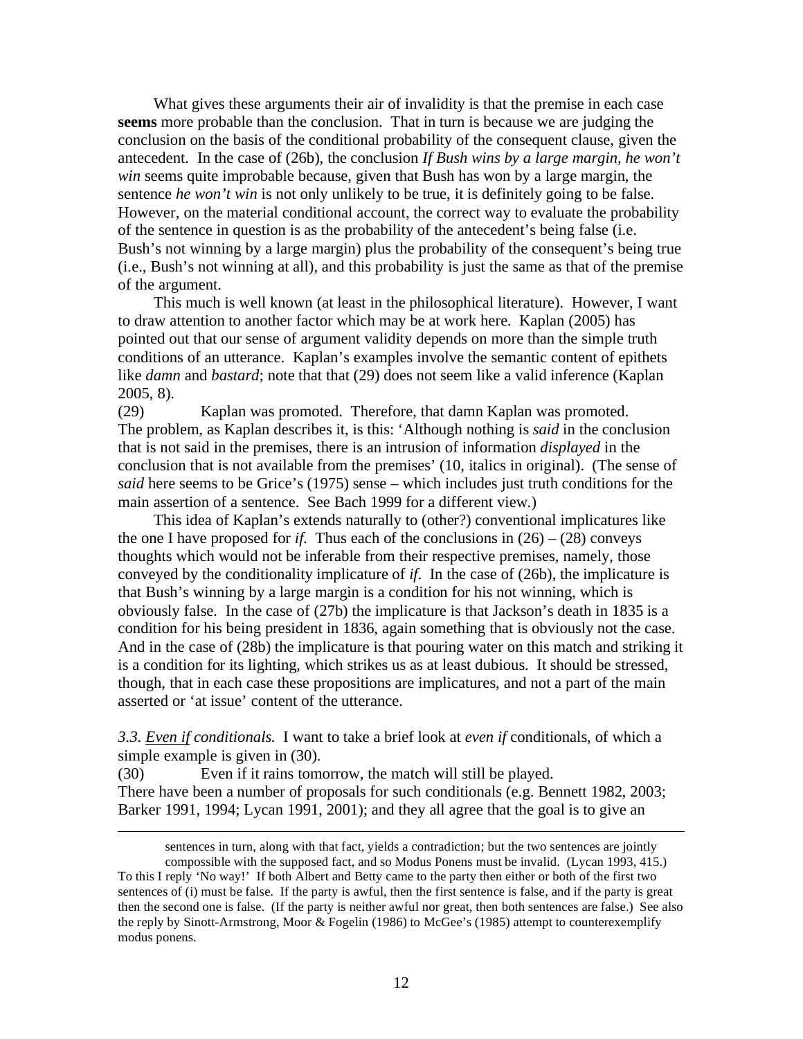What gives these arguments their air of invalidity is that the premise in each case **seems** more probable than the conclusion. That in turn is because we are judging the conclusion on the basis of the conditional probability of the consequent clause, given the antecedent. In the case of (26b), the conclusion *If Bush wins by a large margin, he won't win* seems quite improbable because, given that Bush has won by a large margin, the sentence *he won't win* is not only unlikely to be true, it is definitely going to be false. However, on the material conditional account, the correct way to evaluate the probability of the sentence in question is as the probability of the antecedent's being false (i.e. Bush's not winning by a large margin) plus the probability of the consequent's being true (i.e., Bush's not winning at all), and this probability is just the same as that of the premise of the argument.

This much is well known (at least in the philosophical literature). However, I want to draw attention to another factor which may be at work here. Kaplan (2005) has pointed out that our sense of argument validity depends on more than the simple truth conditions of an utterance. Kaplan's examples involve the semantic content of epithets like *damn* and *bastard*; note that that (29) does not seem like a valid inference (Kaplan 2005, 8).

(29) Kaplan was promoted. Therefore, that damn Kaplan was promoted.

The problem, as Kaplan describes it, is this: 'Although nothing is *said* in the conclusion that is not said in the premises, there is an intrusion of information *displayed* in the conclusion that is not available from the premises' (10, italics in original). (The sense of *said* here seems to be Grice's (1975) sense – which includes just truth conditions for the main assertion of a sentence. See Bach 1999 for a different view.)

This idea of Kaplan's extends naturally to (other?) conventional implicatures like the one I have proposed for *if*. Thus each of the conclusions in (26) – (28) conveys thoughts which would not be inferable from their respective premises, namely, those conveyed by the conditionality implicature of *if*. In the case of (26b), the implicature is that Bush's winning by a large margin is a condition for his not winning, which is obviously false. In the case of (27b) the implicature is that Jackson's death in 1835 is a condition for his being president in 1836, again something that is obviously not the case. And in the case of (28b) the implicature is that pouring water on this match and striking it is a condition for its lighting, which strikes us as at least dubious. It should be stressed, though, that in each case these propositions are implicatures, and not a part of the main asserted or 'at issue' content of the utterance.

*3.3. Even if conditionals.* I want to take a brief look at *even if* conditionals, of which a simple example is given in (30).

(30) Even if it rains tomorrow, the match will still be played.

There have been a number of proposals for such conditionals (e.g. Bennett 1982, 2003; Barker 1991, 1994; Lycan 1991, 2001); and they all agree that the goal is to give an

---

sentences in turn, along with that fact, yields a contradiction; but the two sentences are jointly compossible with the supposed fact, and so Modus Ponens must be invalid. (Lycan 1993, 415.)

To this I reply 'No way!' If both Albert and Betty came to the party then either or both of the first two sentences of (i) must be false. If the party is awful, then the first sentence is false, and if the party is great then the second one is false. (If the party is neither awful nor great, then both sentences are false.) See also the reply by Sinott-Armstrong, Moor & Fogelin (1986) to McGee's (1985) attempt to counterexemplify modus ponens.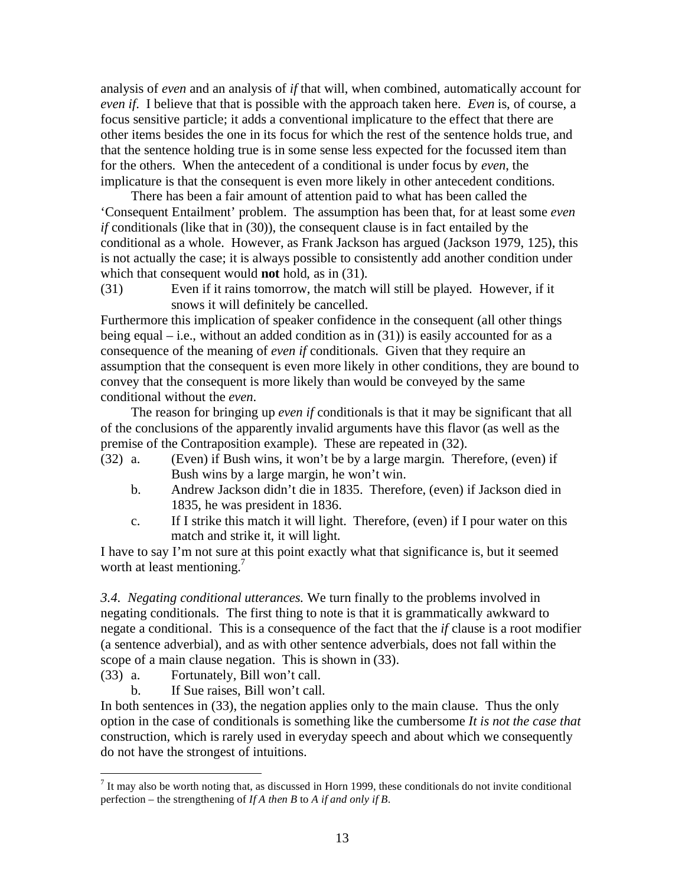analysis of *even* and an analysis of *if* that will, when combined, automatically account for *even if*. I believe that that is possible with the approach taken here. *Even* is, of course, a focus sensitive particle; it adds a conventional implicature to the effect that there are other items besides the one in its focus for which the rest of the sentence holds true, and that the sentence holding true is in some sense less expected for the focussed item than for the others. When the antecedent of a conditional is under focus by *even*, the implicature is that the consequent is even more likely in other antecedent conditions.

There has been a fair amount of attention paid to what has been called the 'Consequent Entailment' problem. The assumption has been that, for at least some *even if* conditionals (like that in (30)), the consequent clause is in fact entailed by the conditional as a whole. However, as Frank Jackson has argued (Jackson 1979, 125), this is not actually the case; it is always possible to consistently add another condition under which that consequent would **not** hold, as in (31).

(31) Even if it rains tomorrow, the match will still be played. However, if it snows it will definitely be cancelled.

Furthermore this implication of speaker confidence in the consequent (all other things being equal – i.e., without an added condition as in (31)) is easily accounted for as a consequence of the meaning of *even if* conditionals. Given that they require an assumption that the consequent is even more likely in other conditions, they are bound to convey that the consequent is more likely than would be conveyed by the same conditional without the *even*.

The reason for bringing up *even if* conditionals is that it may be significant that all of the conclusions of the apparently invalid arguments have this flavor (as well as the premise of the Contraposition example). These are repeated in (32).

(32) a. (Even) if Bush wins, it won't be by a large margin. Therefore, (even) if Bush wins by a large margin, he won't win.

b. Andrew Jackson didn't die in 1835. Therefore, (even) if Jackson died in 1835, he was president in 1836.

c. If I strike this match it will light. Therefore, (even) if I pour water on this match and strike it, it will light.

I have to say I'm not sure at this point exactly what that significance is, but it seemed worth at least mentioning.[7]

*3.4. Negating conditional utterances.* We turn finally to the problems involved in negating conditionals. The first thing to note is that it is grammatically awkward to negate a conditional. This is a consequence of the fact that the *if* clause is a root modifier (a sentence adverbial), and as with other sentence adverbials, does not fall within the scope of a main clause negation. This is shown in (33).

(33) a. Fortunately, Bill won't call.

b. If Sue raises, Bill won't call.

In both sentences in (33), the negation applies only to the main clause. Thus the only option in the case of conditionals is something like the cumbersome *It is not the case that* construction, which is rarely used in everyday speech and about which we consequently do not have the strongest of intuitions.

---

[7] It may also be worth noting that, as discussed in Horn 1999, these conditionals do not invite conditional perfection – the strengthening of *If A then B* to *A if and only if B*.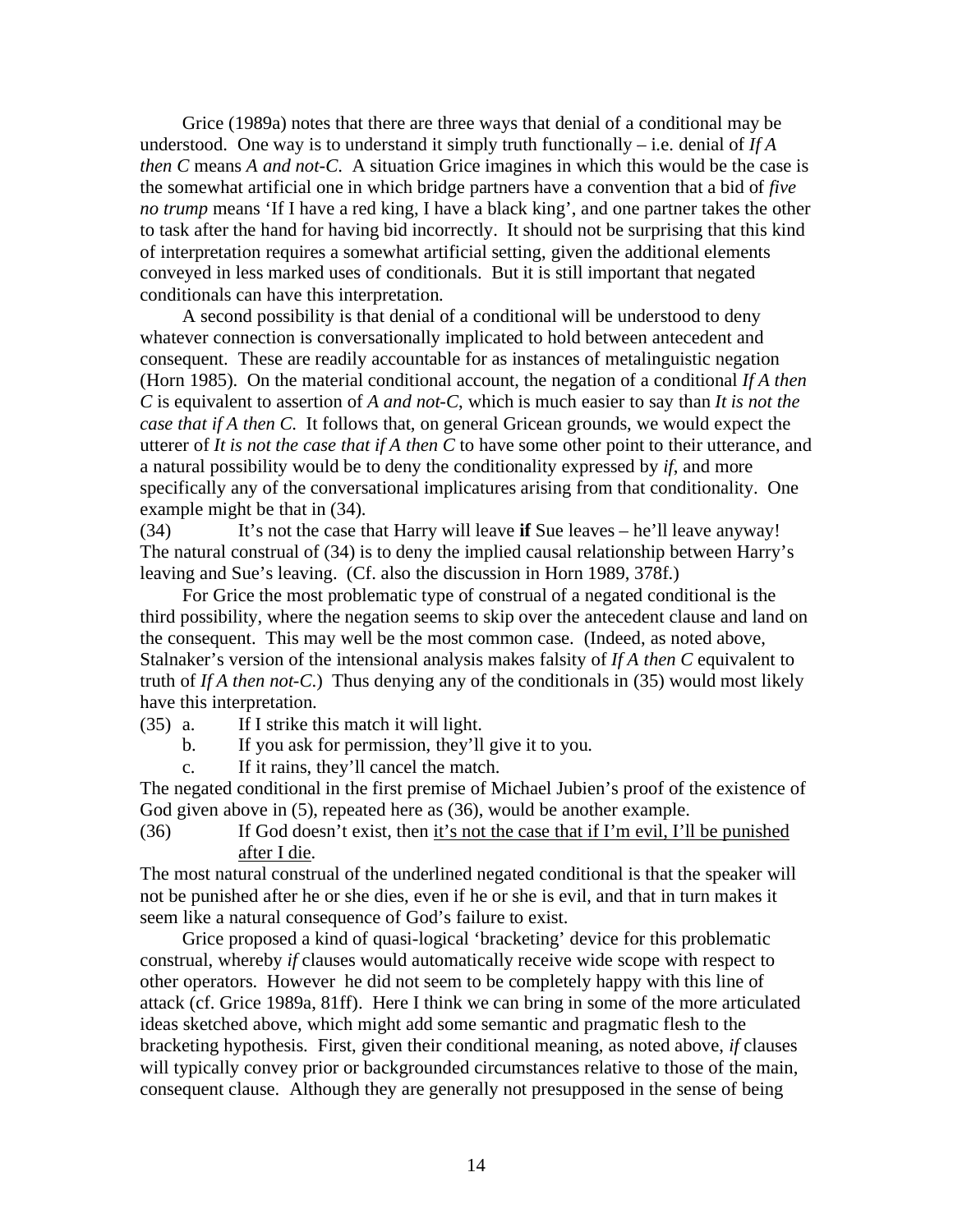Grice (1989a) notes that there are three ways that denial of a conditional may be understood. One way is to understand it simply truth functionally – i.e. denial of *If A then C* means *A and not-C*. A situation Grice imagines in which this would be the case is the somewhat artificial one in which bridge partners have a convention that a bid of *five no trump* means 'If I have a red king, I have a black king', and one partner takes the other to task after the hand for having bid incorrectly. It should not be surprising that this kind of interpretation requires a somewhat artificial setting, given the additional elements conveyed in less marked uses of conditionals. But it is still important that negated conditionals can have this interpretation.

A second possibility is that denial of a conditional will be understood to deny whatever connection is conversationally implicated to hold between antecedent and consequent. These are readily accountable for as instances of metalinguistic negation (Horn 1985). On the material conditional account, the negation of a conditional *If A then C* is equivalent to assertion of *A and not-C*, which is much easier to say than *It is not the case that if A then C*. It follows that, on general Gricean grounds, we would expect the utterer of *It is not the case that if A then C* to have some other point to their utterance, and a natural possibility would be to deny the conditionality expressed by *if*, and more specifically any of the conversational implicatures arising from that conditionality. One example might be that in (34).

(34) It's not the case that Harry will leave **if** Sue leaves – he'll leave anyway!

The natural construal of (34) is to deny the implied causal relationship between Harry's leaving and Sue's leaving. (Cf. also the discussion in Horn 1989, 378f.)

For Grice the most problematic type of construal of a negated conditional is the third possibility, where the negation seems to skip over the antecedent clause and land on the consequent. This may well be the most common case. (Indeed, as noted above, Stalnaker's version of the intensional analysis makes falsity of *If A then C* equivalent to truth of *If A then not-C*.) Thus denying any of the conditionals in (35) would most likely have this interpretation.

(35) a. If I strike this match it will light.
 b. If you ask for permission, they'll give it to you.
 c. If it rains, they'll cancel the match.

The negated conditional in the first premise of Michael Jubien's proof of the existence of God given above in (5), repeated here as (36), would be another example.

(36) If God doesn't exist, then <u>it's not the case that if I'm evil, I'll be punished after I die</u>.

The most natural construal of the underlined negated conditional is that the speaker will not be punished after he or she dies, even if he or she is evil, and that in turn makes it seem like a natural consequence of God's failure to exist.

Grice proposed a kind of quasi-logical 'bracketing' device for this problematic construal, whereby *if* clauses would automatically receive wide scope with respect to other operators. However he did not seem to be completely happy with this line of attack (cf. Grice 1989a, 81ff). Here I think we can bring in some of the more articulated ideas sketched above, which might add some semantic and pragmatic flesh to the bracketing hypothesis. First, given their conditional meaning, as noted above, *if* clauses will typically convey prior or backgrounded circumstances relative to those of the main, consequent clause. Although they are generally not presupposed in the sense of being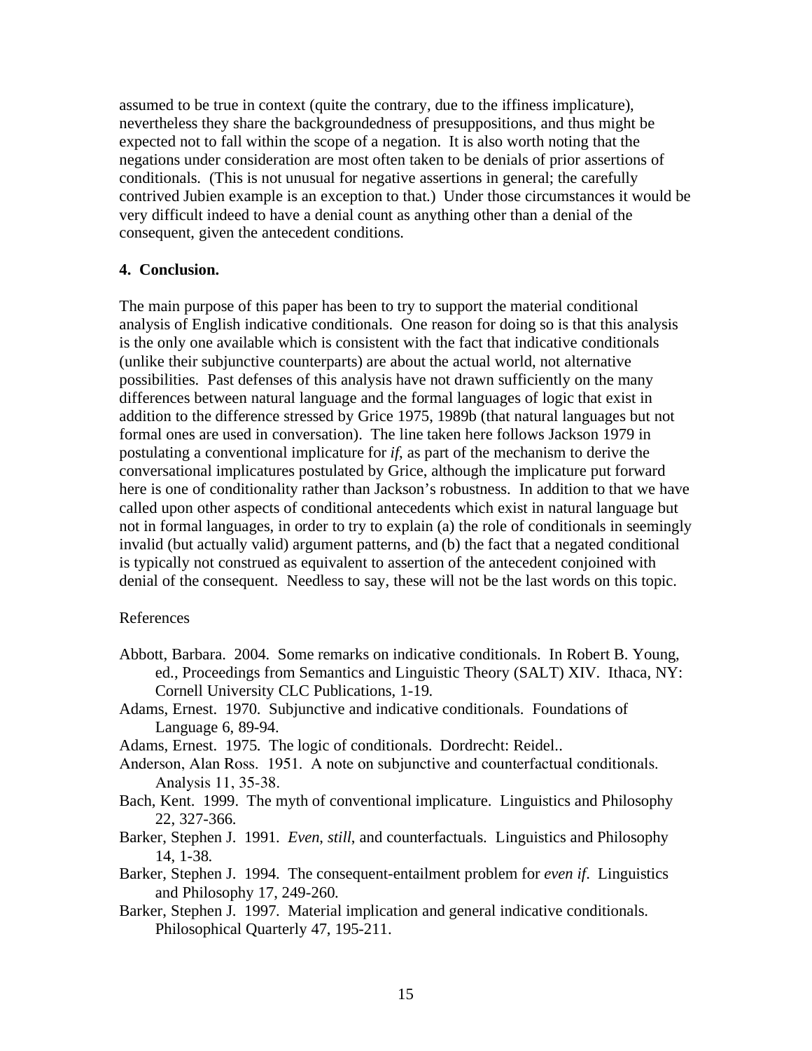assumed to be true in context (quite the contrary, due to the iffiness implicature), nevertheless they share the backgroundedness of presuppositions, and thus might be expected not to fall within the scope of a negation. It is also worth noting that the negations under consideration are most often taken to be denials of prior assertions of conditionals. (This is not unusual for negative assertions in general; the carefully contrived Jubien example is an exception to that.) Under those circumstances it would be very difficult indeed to have a denial count as anything other than a denial of the consequent, given the antecedent conditions.

**4. Conclusion.**

The main purpose of this paper has been to try to support the material conditional analysis of English indicative conditionals. One reason for doing so is that this analysis is the only one available which is consistent with the fact that indicative conditionals (unlike their subjunctive counterparts) are about the actual world, not alternative possibilities. Past defenses of this analysis have not drawn sufficiently on the many differences between natural language and the formal languages of logic that exist in addition to the difference stressed by Grice 1975, 1989b (that natural languages but not formal ones are used in conversation). The line taken here follows Jackson 1979 in postulating a conventional implicature for *if*, as part of the mechanism to derive the conversational implicatures postulated by Grice, although the implicature put forward here is one of conditionality rather than Jackson's robustness. In addition to that we have called upon other aspects of conditional antecedents which exist in natural language but not in formal languages, in order to try to explain (a) the role of conditionals in seemingly invalid (but actually valid) argument patterns, and (b) the fact that a negated conditional is typically not construed as equivalent to assertion of the antecedent conjoined with denial of the consequent. Needless to say, these will not be the last words on this topic.

References

Abbott, Barbara. 2004. Some remarks on indicative conditionals. In Robert B. Young, ed., Proceedings from Semantics and Linguistic Theory (SALT) XIV. Ithaca, NY: Cornell University CLC Publications, 1-19.

Adams, Ernest. 1970. Subjunctive and indicative conditionals. Foundations of Language 6, 89-94.

Adams, Ernest. 1975. The logic of conditionals. Dordrecht: Reidel..

Anderson, Alan Ross. 1951. A note on subjunctive and counterfactual conditionals. Analysis 11, 35-38.

Bach, Kent. 1999. The myth of conventional implicature. Linguistics and Philosophy 22, 327-366.

Barker, Stephen J. 1991. *Even*, *still*, and counterfactuals. Linguistics and Philosophy 14, 1-38.

Barker, Stephen J. 1994. The consequent-entailment problem for *even if*. Linguistics and Philosophy 17, 249-260.

Barker, Stephen J. 1997. Material implication and general indicative conditionals. Philosophical Quarterly 47, 195-211.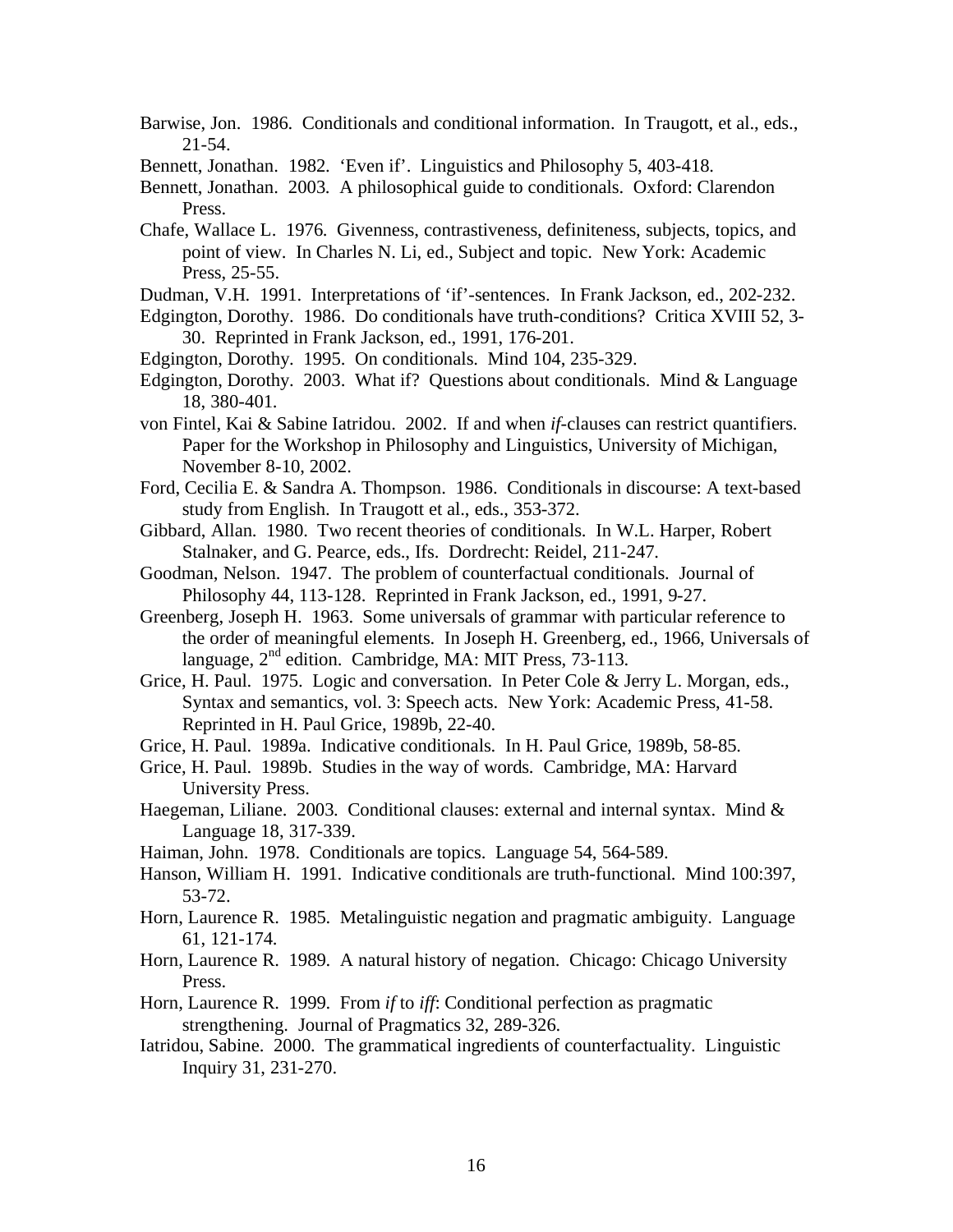Barwise, Jon. 1986. Conditionals and conditional information. In Traugott, et al., eds., 21-54.

Bennett, Jonathan. 1982. 'Even if'. Linguistics and Philosophy 5, 403-418.

Bennett, Jonathan. 2003. A philosophical guide to conditionals. Oxford: Clarendon Press.

Chafe, Wallace L. 1976. Givenness, contrastiveness, definiteness, subjects, topics, and point of view. In Charles N. Li, ed., Subject and topic. New York: Academic Press, 25-55.

Dudman, V.H. 1991. Interpretations of 'if'-sentences. In Frank Jackson, ed., 202-232.

Edgington, Dorothy. 1986. Do conditionals have truth-conditions? Critica XVIII 52, 3-30. Reprinted in Frank Jackson, ed., 1991, 176-201.

Edgington, Dorothy. 1995. On conditionals. Mind 104, 235-329.

Edgington, Dorothy. 2003. What if? Questions about conditionals. Mind & Language 18, 380-401.

von Fintel, Kai & Sabine Iatridou. 2002. If and when *if*-clauses can restrict quantifiers. Paper for the Workshop in Philosophy and Linguistics, University of Michigan, November 8-10, 2002.

Ford, Cecilia E. & Sandra A. Thompson. 1986. Conditionals in discourse: A text-based study from English. In Traugott et al., eds., 353-372.

Gibbard, Allan. 1980. Two recent theories of conditionals. In W.L. Harper, Robert Stalnaker, and G. Pearce, eds., Ifs. Dordrecht: Reidel, 211-247.

Goodman, Nelson. 1947. The problem of counterfactual conditionals. Journal of Philosophy 44, 113-128. Reprinted in Frank Jackson, ed., 1991, 9-27.

Greenberg, Joseph H. 1963. Some universals of grammar with particular reference to the order of meaningful elements. In Joseph H. Greenberg, ed., 1966, Universals of language, 2nd edition. Cambridge, MA: MIT Press, 73-113.

Grice, H. Paul. 1975. Logic and conversation. In Peter Cole & Jerry L. Morgan, eds., Syntax and semantics, vol. 3: Speech acts. New York: Academic Press, 41-58. Reprinted in H. Paul Grice, 1989b, 22-40.

Grice, H. Paul. 1989a. Indicative conditionals. In H. Paul Grice, 1989b, 58-85.

Grice, H. Paul. 1989b. Studies in the way of words. Cambridge, MA: Harvard University Press.

Haegeman, Liliane. 2003. Conditional clauses: external and internal syntax. Mind & Language 18, 317-339.

Haiman, John. 1978. Conditionals are topics. Language 54, 564-589.

Hanson, William H. 1991. Indicative conditionals are truth-functional. Mind 100:397, 53-72.

Horn, Laurence R. 1985. Metalinguistic negation and pragmatic ambiguity. Language 61, 121-174.

Horn, Laurence R. 1989. A natural history of negation. Chicago: Chicago University Press.

Horn, Laurence R. 1999. From *if* to *iff*: Conditional perfection as pragmatic strengthening. Journal of Pragmatics 32, 289-326.

Iatridou, Sabine. 2000. The grammatical ingredients of counterfactuality. Linguistic Inquiry 31, 231-270.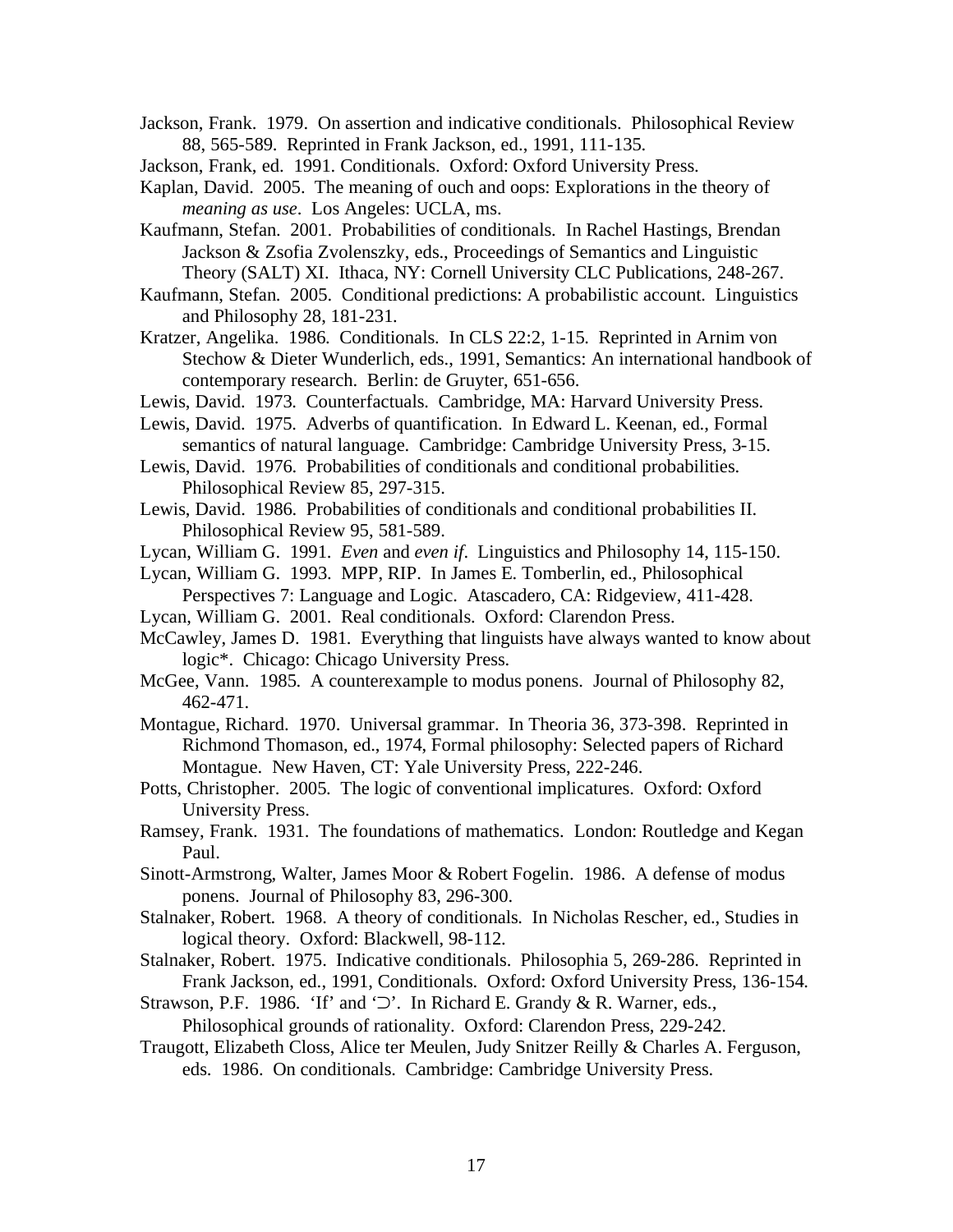Jackson, Frank. 1979. On assertion and indicative conditionals. Philosophical Review 88, 565-589. Reprinted in Frank Jackson, ed., 1991, 111-135.

Jackson, Frank, ed. 1991. Conditionals. Oxford: Oxford University Press.

Kaplan, David. 2005. The meaning of ouch and oops: Explorations in the theory of *meaning as use*. Los Angeles: UCLA, ms.

Kaufmann, Stefan. 2001. Probabilities of conditionals. In Rachel Hastings, Brendan Jackson & Zsofia Zvolenszky, eds., Proceedings of Semantics and Linguistic Theory (SALT) XI. Ithaca, NY: Cornell University CLC Publications, 248-267.

Kaufmann, Stefan. 2005. Conditional predictions: A probabilistic account. Linguistics and Philosophy 28, 181-231.

Kratzer, Angelika. 1986. Conditionals. In CLS 22:2, 1-15. Reprinted in Arnim von Stechow & Dieter Wunderlich, eds., 1991, Semantics: An international handbook of contemporary research. Berlin: de Gruyter, 651-656.

Lewis, David. 1973. Counterfactuals. Cambridge, MA: Harvard University Press.

Lewis, David. 1975. Adverbs of quantification. In Edward L. Keenan, ed., Formal semantics of natural language. Cambridge: Cambridge University Press, 3-15.

Lewis, David. 1976. Probabilities of conditionals and conditional probabilities. Philosophical Review 85, 297-315.

Lewis, David. 1986. Probabilities of conditionals and conditional probabilities II. Philosophical Review 95, 581-589.

Lycan, William G. 1991. *Even* and *even if*. Linguistics and Philosophy 14, 115-150.

Lycan, William G. 1993. MPP, RIP. In James E. Tomberlin, ed., Philosophical Perspectives 7: Language and Logic. Atascadero, CA: Ridgeview, 411-428.

Lycan, William G. 2001. Real conditionals. Oxford: Clarendon Press.

McCawley, James D. 1981. Everything that linguists have always wanted to know about logic*. Chicago: Chicago University Press.

McGee, Vann. 1985. A counterexample to modus ponens. Journal of Philosophy 82, 462-471.

Montague, Richard. 1970. Universal grammar. In Theoria 36, 373-398. Reprinted in Richmond Thomason, ed., 1974, Formal philosophy: Selected papers of Richard Montague. New Haven, CT: Yale University Press, 222-246.

Potts, Christopher. 2005. The logic of conventional implicatures. Oxford: Oxford University Press.

Ramsey, Frank. 1931. The foundations of mathematics. London: Routledge and Kegan Paul.

Sinott-Armstrong, Walter, James Moor & Robert Fogelin. 1986. A defense of modus ponens. Journal of Philosophy 83, 296-300.

Stalnaker, Robert. 1968. A theory of conditionals. In Nicholas Rescher, ed., Studies in logical theory. Oxford: Blackwell, 98-112.

Stalnaker, Robert. 1975. Indicative conditionals. Philosophia 5, 269-286. Reprinted in Frank Jackson, ed., 1991, Conditionals. Oxford: Oxford University Press, 136-154.

Strawson, P.F. 1986. 'If' and '⊃'. In Richard E. Grandy & R. Warner, eds., Philosophical grounds of rationality. Oxford: Clarendon Press, 229-242.

Traugott, Elizabeth Closs, Alice ter Meulen, Judy Snitzer Reilly & Charles A. Ferguson, eds. 1986. On conditionals. Cambridge: Cambridge University Press.